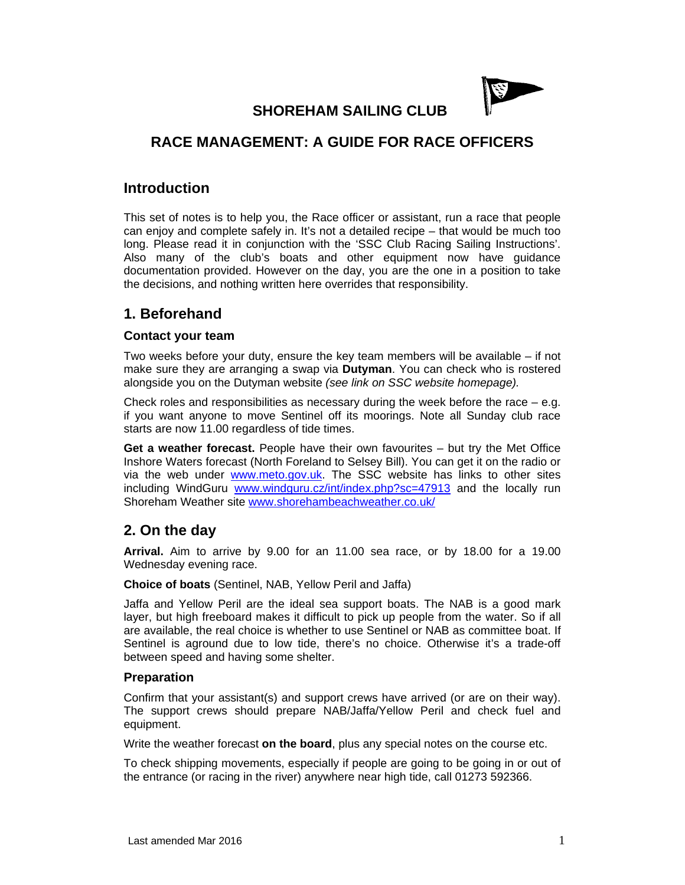# SHOREHAM SAILING CLUB

## RACE MANAGEMENT: A GUIDE FOR RACE OFFICERS

## Introduction

This set of notes is to help you, the Race officer or assistant, run a race that people can enjoy and complete safely in. It's not a detailed recipe – that would be much too long. Please read it in conjunction with the 'SSC Club Racing Sailing Instructions'. Also many of the club's boats and other equipment now have guidance documentation provided. However on the day, you are the one in a position to take the decisions, and nothing written here overrides that responsibility.

## 1. Beforehand

### Contact your team

Two weeks before your duty, ensure the key team members will be available – if not make sure they are arranging a swap via **Dutyman**. You can check who is rostered alongside you on the Dutyman website *(see link on SSC website homepage).*

Check roles and responsibilities as necessary during the week before the race – e.g. if you want anyone to move Sentinel off its moorings. Note all Sunday club race starts are now 11.00 regardless of tide times.

**Get a weather forecast.** People have their own favourites – but try the Met Office Inshore Waters forecast (North Foreland to Selsey Bill). You can get it on the radio or via the web under www.meto.gov.uk. The SSC website has links to other sites including WindGuru www.windguru.cz/int/index.php?sc=47913 and the locally run Shoreham Weather site www.shorehambeachweather.co.uk/

## 2. On the day

**Arrival.** Aim to arrive by 9.00 for an 11.00 sea race, or by 18.00 for a 19.00 Wednesday evening race.

**Choice of boats** (Sentinel, NAB, Yellow Peril and Jaffa)

Jaffa and Yellow Peril are the ideal sea support boats. The NAB is a good mark layer, but high freeboard makes it difficult to pick up people from the water. So if all are available, the real choice is whether to use Sentinel or NAB as committee boat. If Sentinel is aground due to low tide, there's no choice. Otherwise it's a trade-off between speed and having some shelter.

### Preparation

Confirm that your assistant(s) and support crews have arrived (or are on their way). The support crews should prepare NAB/Jaffa/Yellow Peril and check fuel and equipment.

Write the weather forecast **on the board**, plus any special notes on the course etc.

To check shipping movements, especially if people are going to be going in or out of the entrance (or racing in the river) anywhere near high tide, call 01273 592366.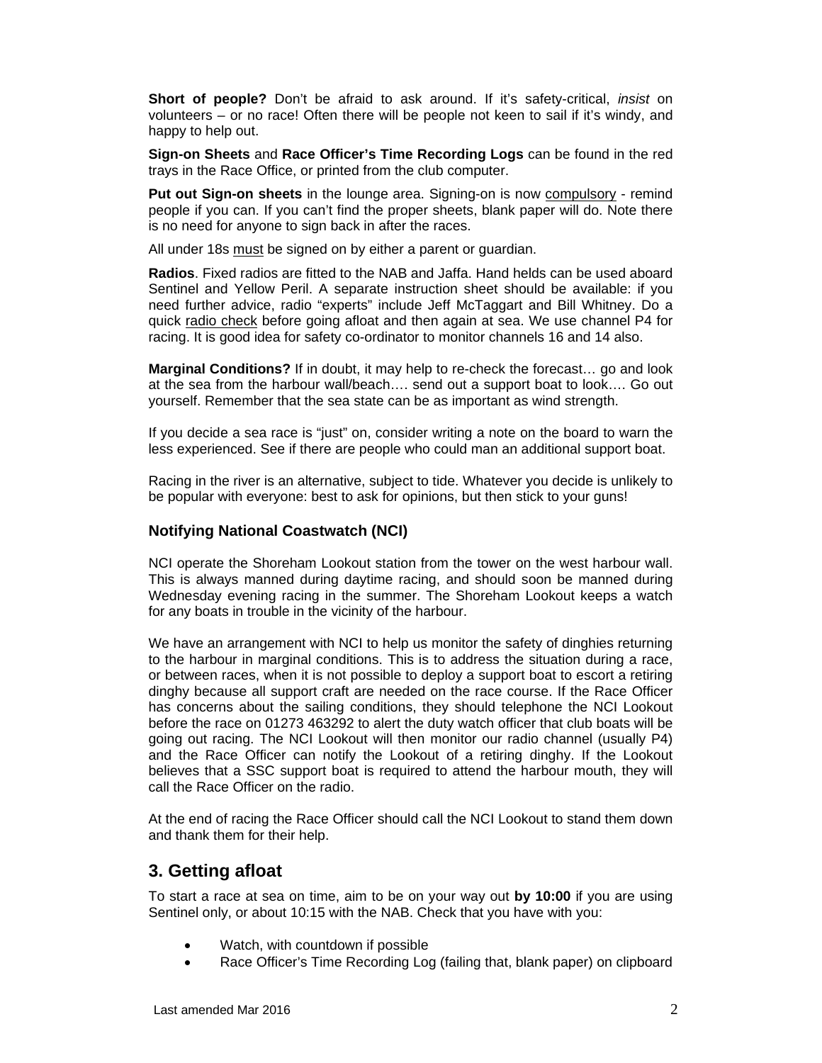**Short of people?** Don't be afraid to ask around. If it's safety-critical, *insist* on volunteers – or no race! Often there will be people not keen to sail if it's windy, and happy to help out.

**Sign-on Sheets** and **Race Officer's Time Recording Logs** can be found in the red trays in the Race Office, or printed from the club computer.

**Put out Sign-on sheets** in the lounge area. Signing-on is now compulsory - remind people if you can. If you can't find the proper sheets, blank paper will do. Note there is no need for anyone to sign back in after the races.

All under 18s must be signed on by either a parent or guardian.

**Radios**. Fixed radios are fitted to the NAB and Jaffa. Hand helds can be used aboard Sentinel and Yellow Peril. A separate instruction sheet should be available: if you need further advice, radio "experts" include Jeff McTaggart and Bill Whitney. Do a quick radio check before going afloat and then again at sea. We use channel P4 for racing. It is good idea for safety co-ordinator to monitor channels 16 and 14 also.

**Marginal Conditions?** If in doubt, it may help to re-check the forecast… go and look at the sea from the harbour wall/beach…. send out a support boat to look…. Go out yourself. Remember that the sea state can be as important as wind strength.

If you decide a sea race is "just" on, consider writing a note on the board to warn the less experienced. See if there are people who could man an additional support boat.

Racing in the river is an alternative, subject to tide. Whatever you decide is unlikely to be popular with everyone: best to ask for opinions, but then stick to your guns!

### Notifying National Coastwatch (NCI)

NCI operate the Shoreham Lookout station from the tower on the west harbour wall. This is always manned during daytime racing, and should soon be manned during Wednesday evening racing in the summer. The Shoreham Lookout keeps a watch for any boats in trouble in the vicinity of the harbour.

We have an arrangement with NCI to help us monitor the safety of dinghies returning to the harbour in marginal conditions. This is to address the situation during a race, or between races, when it is not possible to deploy a support boat to escort a retiring dinghy because all support craft are needed on the race course. If the Race Officer has concerns about the sailing conditions, they should telephone the NCI Lookout before the race on 01273 463292 to alert the duty watch officer that club boats will be going out racing. The NCI Lookout will then monitor our radio channel (usually P4) and the Race Officer can notify the Lookout of a retiring dinghy. If the Lookout believes that a SSC support boat is required to attend the harbour mouth, they will call the Race Officer on the radio.

At the end of racing the Race Officer should call the NCI Lookout to stand them down and thank them for their help.

## 3. Getting afloat

To start a race at sea on time, aim to be on your way out **by 10:00** if you are using Sentinel only, or about 10:15 with the NAB. Check that you have with you:

- Watch, with countdown if possible
- Race Officer's Time Recording Log (failing that, blank paper) on clipboard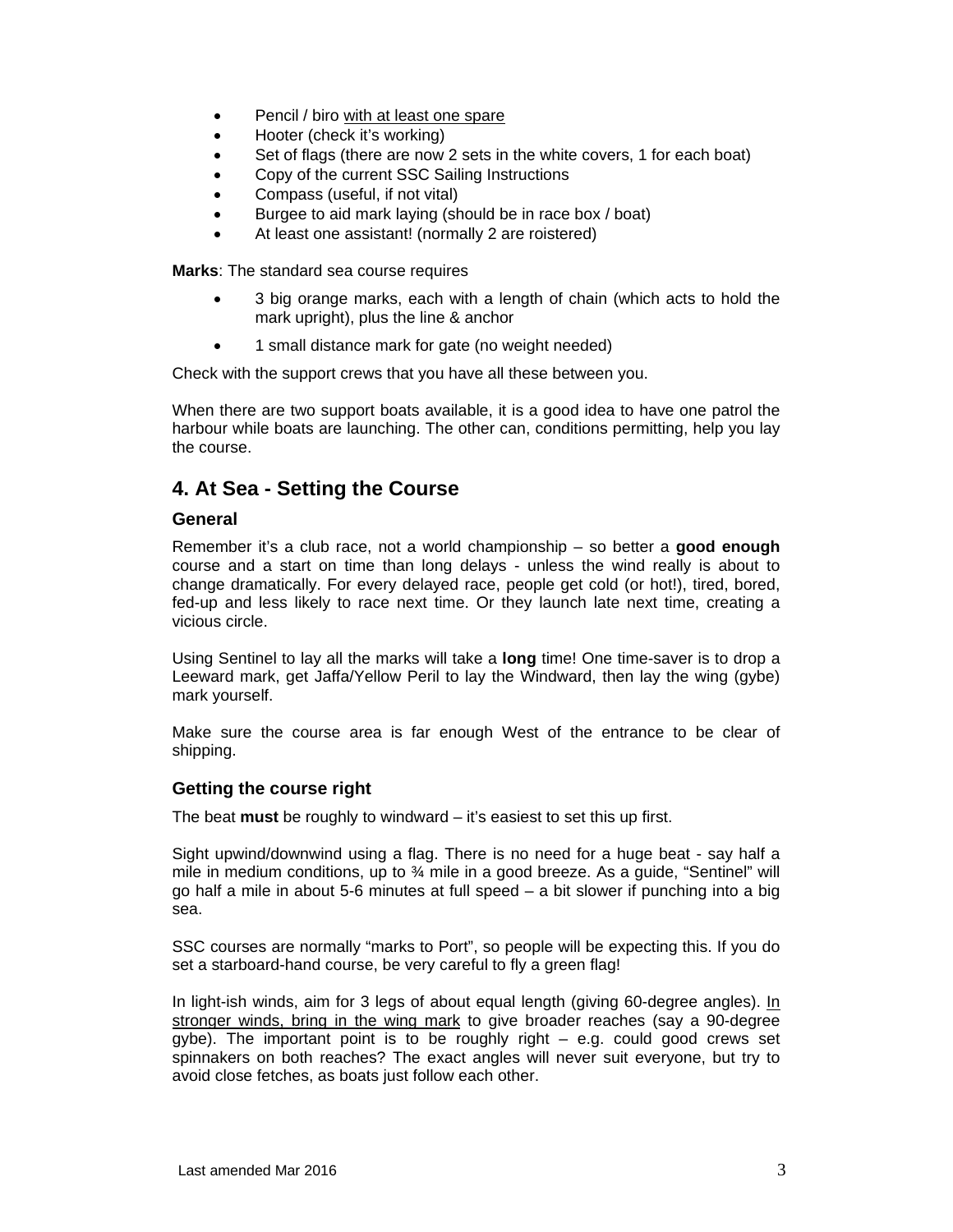- Pencil / biro <u>with at least one spare</u>
- Hooter (check it's working)
- Set of flags (there are now 2 sets in the white covers, 1 for each boat)
- Copy of the current SSC Sailing Instructions
- Compass (useful, if not vital)
- Burgee to aid mark laying (should be in race box / boat)
- At least one assistant! (normally 2 are roistered)

**Marks**: The standard sea course requires

- 3 big orange marks, each with a length of chain (which acts to hold the mark upright), plus the line & anchor
- 1 small distance mark for gate (no weight needed)

Check with the support crews that you have all these between you.

When there are two support boats available, it is a good idea to have one patrol the harbour while boats are launching. The other can, conditions permitting, help you lay the course.

## 4. At Sea - Setting the Course

### General

Remember it's a club race, not a world championship – so better a **good enough** course and a start on time than long delays - unless the wind really is about to change dramatically. For every delayed race, people get cold (or hot!), tired, bored, fed-up and less likely to race next time. Or they launch late next time, creating a vicious circle.

Using Sentinel to lay all the marks will take a **long** time! One time-saver is to drop a Leeward mark, get Jaffa/Yellow Peril to lay the Windward, then lay the wing (gybe) mark yourself.

Make sure the course area is far enough West of the entrance to be clear of shipping.

### Getting the course right

The beat **must** be roughly to windward – it's easiest to set this up first.

Sight upwind/downwind using a flag. There is no need for a huge beat - say half a mile in medium conditions, up to ¾ mile in a good breeze. As a guide, "Sentinel" will go half a mile in about 5-6 minutes at full speed – a bit slower if punching into a big sea.

SSC courses are normally "marks to Port", so people will be expecting this. If you do set a starboard-hand course, be very careful to fly a green flag!

In light-ish winds, aim for 3 legs of about equal length (giving 60-degree angles). <u>In stronger winds, bring in the wing mark</u> to give broader reaches (say a 90-degree gybe). The important point is to be roughly right – e.g. could good crews set spinnakers on both reaches? The exact angles will never suit everyone, but try to avoid close fetches, as boats just follow each other.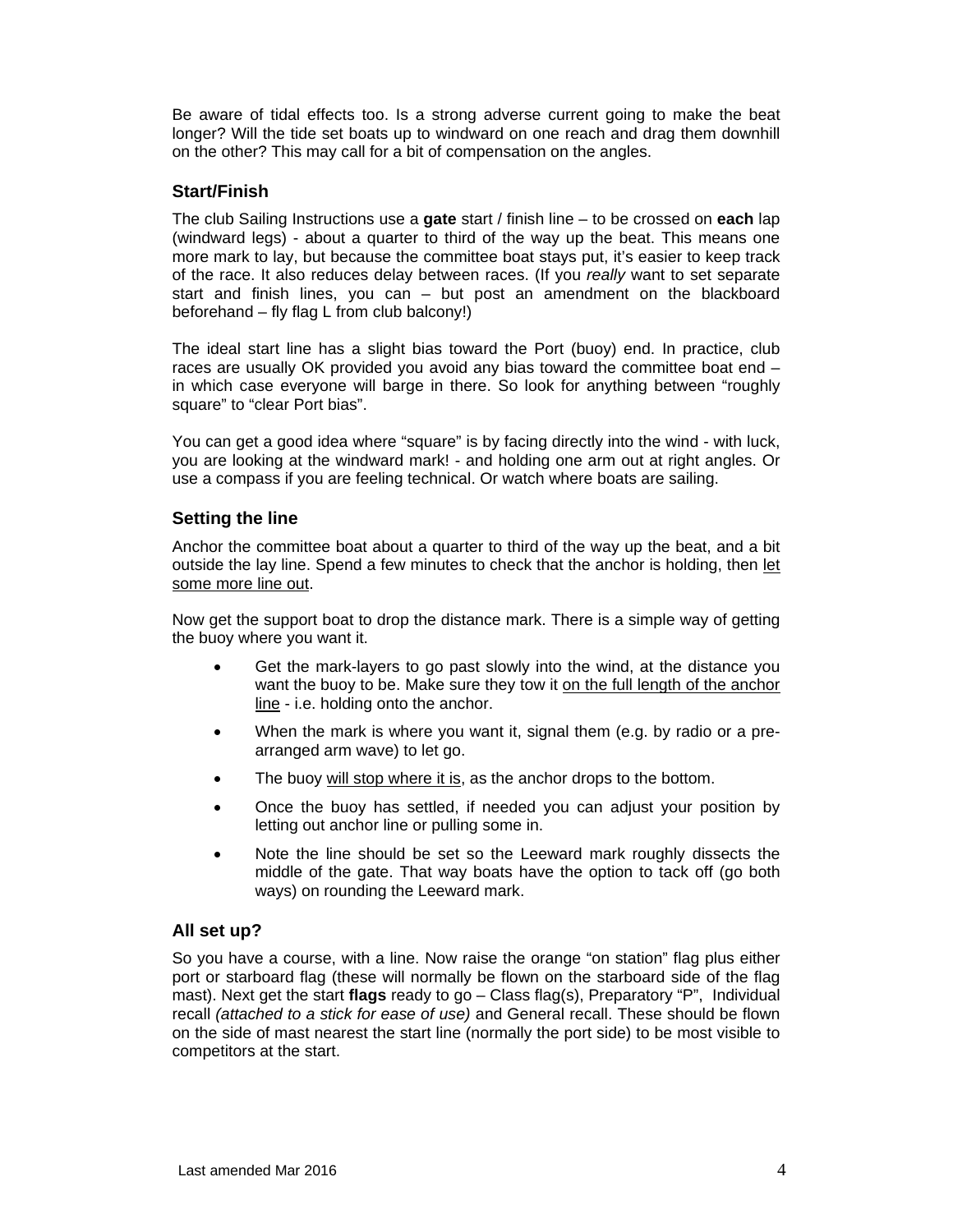Be aware of tidal effects too. Is a strong adverse current going to make the beat longer? Will the tide set boats up to windward on one reach and drag them downhill on the other? This may call for a bit of compensation on the angles.

### Start/Finish

The club Sailing Instructions use a **gate** start / finish line – to be crossed on **each** lap (windward legs) - about a quarter to third of the way up the beat. This means one more mark to lay, but because the committee boat stays put, it's easier to keep track of the race. It also reduces delay between races. (If you *really* want to set separate start and finish lines, you can – but post an amendment on the blackboard beforehand – fly flag L from club balcony!)

The ideal start line has a slight bias toward the Port (buoy) end. In practice, club races are usually OK provided you avoid any bias toward the committee boat end – in which case everyone will barge in there. So look for anything between "roughly square" to "clear Port bias".

You can get a good idea where "square" is by facing directly into the wind - with luck, you are looking at the windward mark! - and holding one arm out at right angles. Or use a compass if you are feeling technical. Or watch where boats are sailing.

### Setting the line

Anchor the committee boat about a quarter to third of the way up the beat, and a bit outside the lay line. Spend a few minutes to check that the anchor is holding, then <u>let some more line out</u>.

Now get the support boat to drop the distance mark. There is a simple way of getting the buoy where you want it.

- Get the mark-layers to go past slowly into the wind, at the distance you want the buoy to be. Make sure they tow it <u>on the full length of the anchor line</u> - i.e. holding onto the anchor.
- When the mark is where you want it, signal them (e.g. by radio or a pre-arranged arm wave) to let go.
- The buoy <u>will stop where it is</u>, as the anchor drops to the bottom.
- Once the buoy has settled, if needed you can adjust your position by letting out anchor line or pulling some in.
- Note the line should be set so the Leeward mark roughly dissects the middle of the gate. That way boats have the option to tack off (go both ways) on rounding the Leeward mark.

### All set up?

So you have a course, with a line. Now raise the orange "on station" flag plus either port or starboard flag (these will normally be flown on the starboard side of the flag mast). Next get the start **flags** ready to go – Class flag(s), Preparatory "P", Individual recall *(attached to a stick for ease of use)* and General recall. These should be flown on the side of mast nearest the start line (normally the port side) to be most visible to competitors at the start.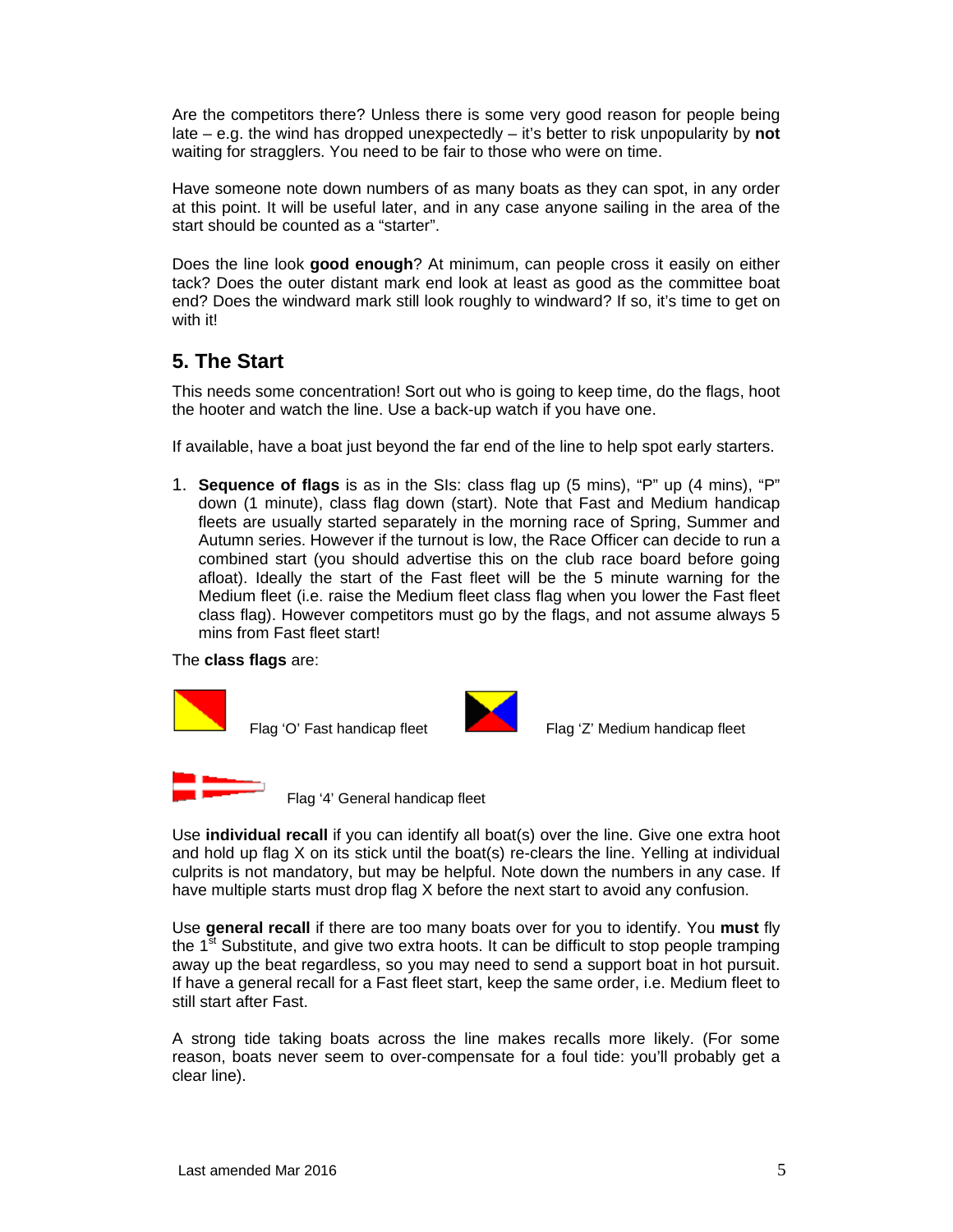Are the competitors there? Unless there is some very good reason for people being late – e.g. the wind has dropped unexpectedly – it's better to risk unpopularity by **not** waiting for stragglers. You need to be fair to those who were on time.

Have someone note down numbers of as many boats as they can spot, in any order at this point. It will be useful later, and in any case anyone sailing in the area of the start should be counted as a "starter".

Does the line look **good enough**? At minimum, can people cross it easily on either tack? Does the outer distant mark end look at least as good as the committee boat end? Does the windward mark still look roughly to windward? If so, it's time to get on with it!

## 5. The Start

This needs some concentration! Sort out who is going to keep time, do the flags, hoot the hooter and watch the line. Use a back-up watch if you have one.

If available, have a boat just beyond the far end of the line to help spot early starters.

1. **Sequence of flags** is as in the SIs: class flag up (5 mins), "P" up (4 mins), "P" down (1 minute), class flag down (start). Note that Fast and Medium handicap fleets are usually started separately in the morning race of Spring, Summer and Autumn series. However if the turnout is low, the Race Officer can decide to run a combined start (you should advertise this on the club race board before going afloat). Ideally the start of the Fast fleet will be the 5 minute warning for the Medium fleet (i.e. raise the Medium fleet class flag when you lower the Fast fleet class flag). However competitors must go by the flags, and not assume always 5 mins from Fast fleet start!

The **class flags** are:

Flag 'O' Fast handicap fleet

Flag 'Z' Medium handicap fleet

Flag '4' General handicap fleet

Use **individual recall** if you can identify all boat(s) over the line. Give one extra hoot and hold up flag X on its stick until the boat(s) re-clears the line. Yelling at individual culprits is not mandatory, but may be helpful. Note down the numbers in any case. If have multiple starts must drop flag X before the next start to avoid any confusion.

Use **general recall** if there are too many boats over for you to identify. You **must** fly the 1st Substitute, and give two extra hoots. It can be difficult to stop people tramping away up the beat regardless, so you may need to send a support boat in hot pursuit. If have a general recall for a Fast fleet start, keep the same order, i.e. Medium fleet to still start after Fast.

A strong tide taking boats across the line makes recalls more likely. (For some reason, boats never seem to over-compensate for a foul tide: you'll probably get a clear line).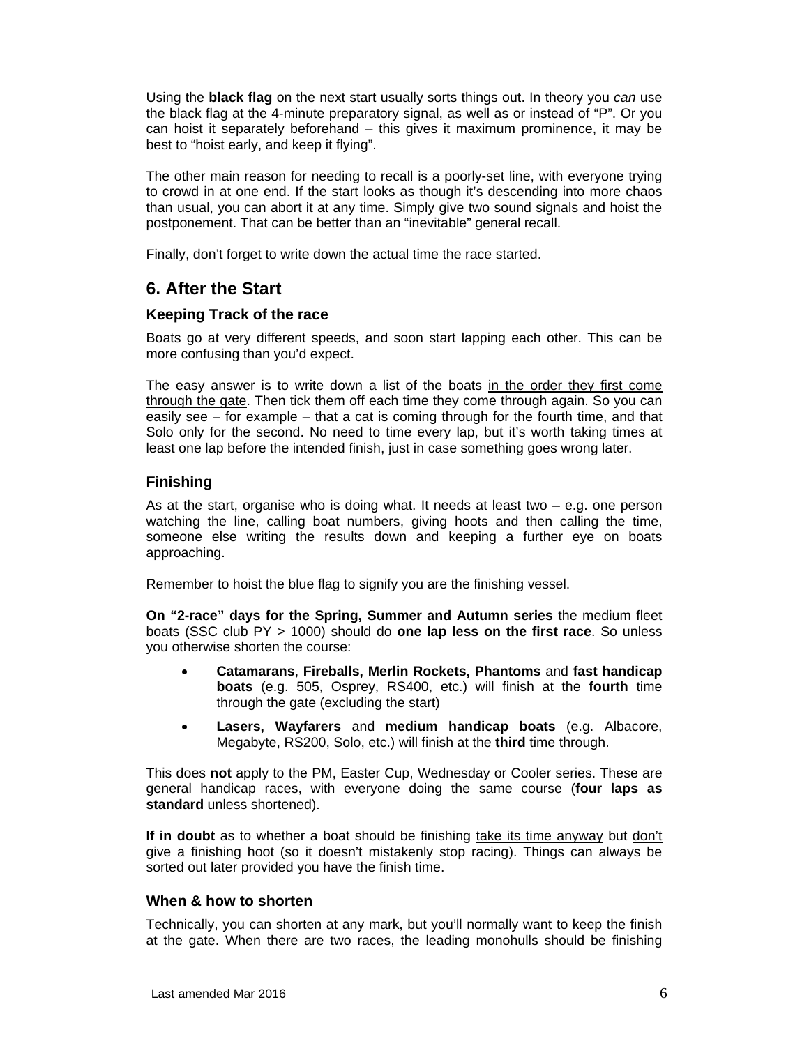Using the **black flag** on the next start usually sorts things out. In theory you *can* use the black flag at the 4-minute preparatory signal, as well as or instead of "P". Or you can hoist it separately beforehand – this gives it maximum prominence, it may be best to "hoist early, and keep it flying".

The other main reason for needing to recall is a poorly-set line, with everyone trying to crowd in at one end. If the start looks as though it's descending into more chaos than usual, you can abort it at any time. Simply give two sound signals and hoist the postponement. That can be better than an "inevitable" general recall.

Finally, don't forget to <u>write down the actual time the race started</u>.

## 6. After the Start

### Keeping Track of the race

Boats go at very different speeds, and soon start lapping each other. This can be more confusing than you'd expect.

The easy answer is to write down a list of the boats <u>in the order they first come through the gate</u>. Then tick them off each time they come through again. So you can easily see – for example – that a cat is coming through for the fourth time, and that Solo only for the second. No need to time every lap, but it's worth taking times at least one lap before the intended finish, just in case something goes wrong later.

### Finishing

As at the start, organise who is doing what. It needs at least two – e.g. one person watching the line, calling boat numbers, giving hoots and then calling the time, someone else writing the results down and keeping a further eye on boats approaching.

Remember to hoist the blue flag to signify you are the finishing vessel.

**On "2-race" days for the Spring, Summer and Autumn series** the medium fleet boats (SSC club PY > 1000) should do **one lap less on the first race**. So unless you otherwise shorten the course:

- **Catamarans**, **Fireballs, Merlin Rockets, Phantoms** and **fast handicap boats** (e.g. 505, Osprey, RS400, etc.) will finish at the **fourth** time through the gate (excluding the start)
- **Lasers, Wayfarers** and **medium handicap boats** (e.g. Albacore, Megabyte, RS200, Solo, etc.) will finish at the **third** time through.

This does **not** apply to the PM, Easter Cup, Wednesday or Cooler series. These are general handicap races, with everyone doing the same course (**four laps as standard** unless shortened).

**If in doubt** as to whether a boat should be finishing <u>take its time anyway</u> but <u>don't</u> give a finishing hoot (so it doesn't mistakenly stop racing). Things can always be sorted out later provided you have the finish time.

### When & how to shorten

Technically, you can shorten at any mark, but you'll normally want to keep the finish at the gate. When there are two races, the leading monohulls should be finishing

Last amended Mar 2016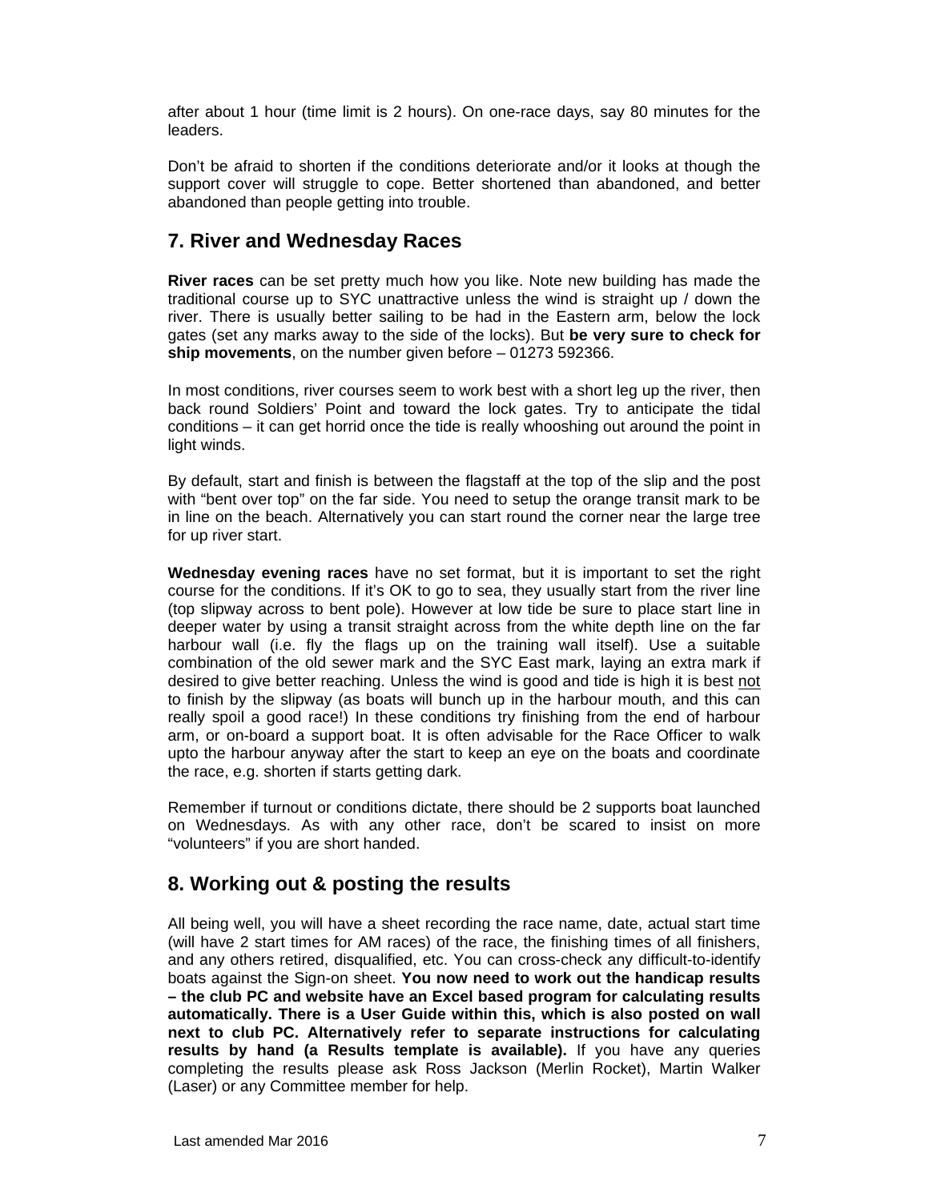after about 1 hour (time limit is 2 hours). On one-race days, say 80 minutes for the leaders.

Don't be afraid to shorten if the conditions deteriorate and/or it looks at though the support cover will struggle to cope. Better shortened than abandoned, and better abandoned than people getting into trouble.

## 7. River and Wednesday Races

**River races** can be set pretty much how you like. Note new building has made the traditional course up to SYC unattractive unless the wind is straight up / down the river. There is usually better sailing to be had in the Eastern arm, below the lock gates (set any marks away to the side of the locks). But **be very sure to check for ship movements**, on the number given before – 01273 592366.

In most conditions, river courses seem to work best with a short leg up the river, then back round Soldiers' Point and toward the lock gates. Try to anticipate the tidal conditions – it can get horrid once the tide is really whooshing out around the point in light winds.

By default, start and finish is between the flagstaff at the top of the slip and the post with "bent over top" on the far side. You need to setup the orange transit mark to be in line on the beach. Alternatively you can start round the corner near the large tree for up river start.

**Wednesday evening races** have no set format, but it is important to set the right course for the conditions. If it's OK to go to sea, they usually start from the river line (top slipway across to bent pole). However at low tide be sure to place start line in deeper water by using a transit straight across from the white depth line on the far harbour wall (i.e. fly the flags up on the training wall itself). Use a suitable combination of the old sewer mark and the SYC East mark, laying an extra mark if desired to give better reaching. Unless the wind is good and tide is high it is best <u>not</u> to finish by the slipway (as boats will bunch up in the harbour mouth, and this can really spoil a good race!) In these conditions try finishing from the end of harbour arm, or on-board a support boat. It is often advisable for the Race Officer to walk upto the harbour anyway after the start to keep an eye on the boats and coordinate the race, e.g. shorten if starts getting dark.

Remember if turnout or conditions dictate, there should be 2 supports boat launched on Wednesdays. As with any other race, don't be scared to insist on more "volunteers" if you are short handed.

## 8. Working out & posting the results

All being well, you will have a sheet recording the race name, date, actual start time (will have 2 start times for AM races) of the race, the finishing times of all finishers, and any others retired, disqualified, etc. You can cross-check any difficult-to-identify boats against the Sign-on sheet. **You now need to work out the handicap results – the club PC and website have an Excel based program for calculating results automatically. There is a User Guide within this, which is also posted on wall next to club PC. Alternatively refer to separate instructions for calculating results by hand (a Results template is available).** If you have any queries completing the results please ask Ross Jackson (Merlin Rocket), Martin Walker (Laser) or any Committee member for help.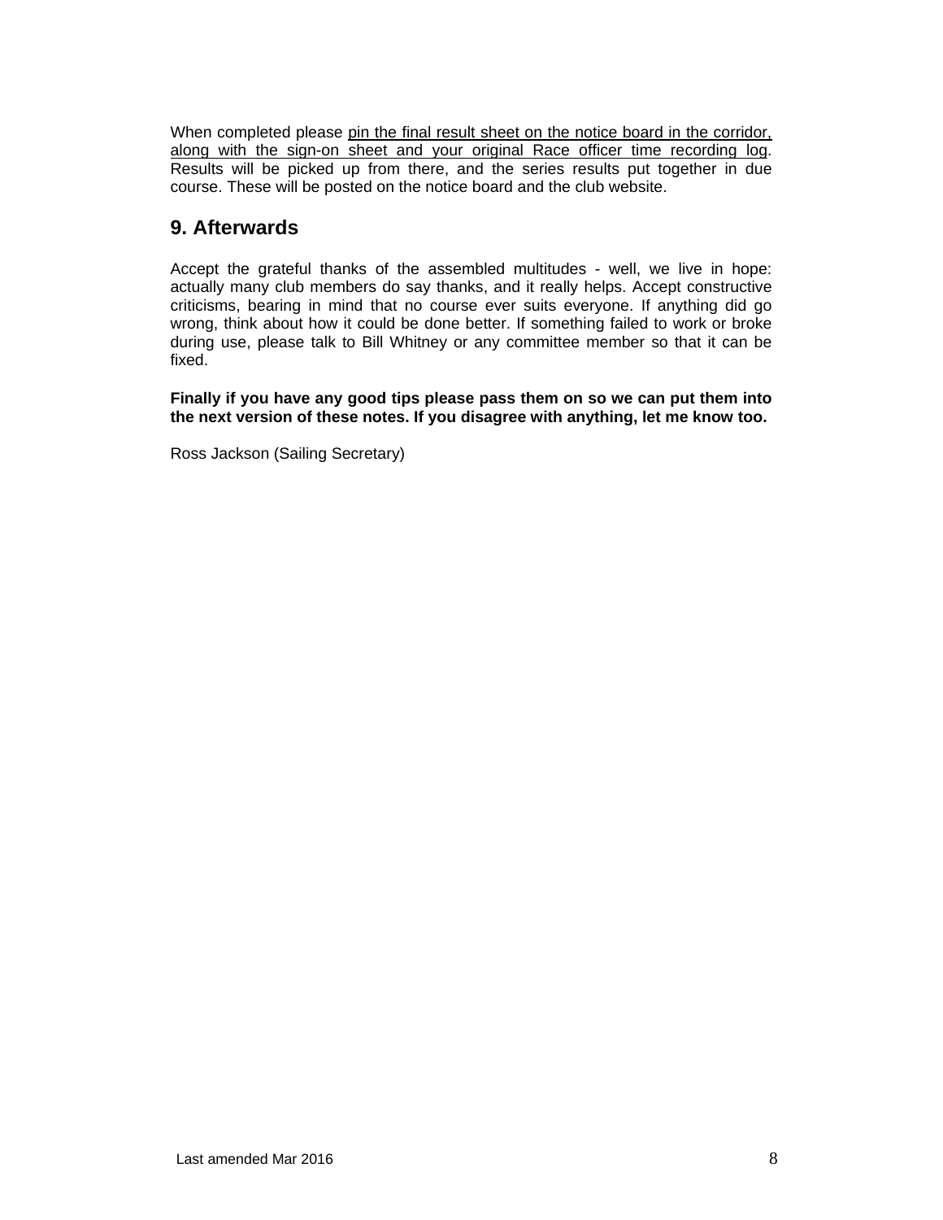When completed please <u>pin the final result sheet on the notice board in the corridor, along with the sign-on sheet and your original Race officer time recording log</u>. Results will be picked up from there, and the series results put together in due course. These will be posted on the notice board and the club website.

## 9. Afterwards

Accept the grateful thanks of the assembled multitudes - well, we live in hope: actually many club members do say thanks, and it really helps. Accept constructive criticisms, bearing in mind that no course ever suits everyone. If anything did go wrong, think about how it could be done better. If something failed to work or broke during use, please talk to Bill Whitney or any committee member so that it can be fixed.

**Finally if you have any good tips please pass them on so we can put them into the next version of these notes. If you disagree with anything, let me know too.**

Ross Jackson (Sailing Secretary)

Last amended Mar 2016